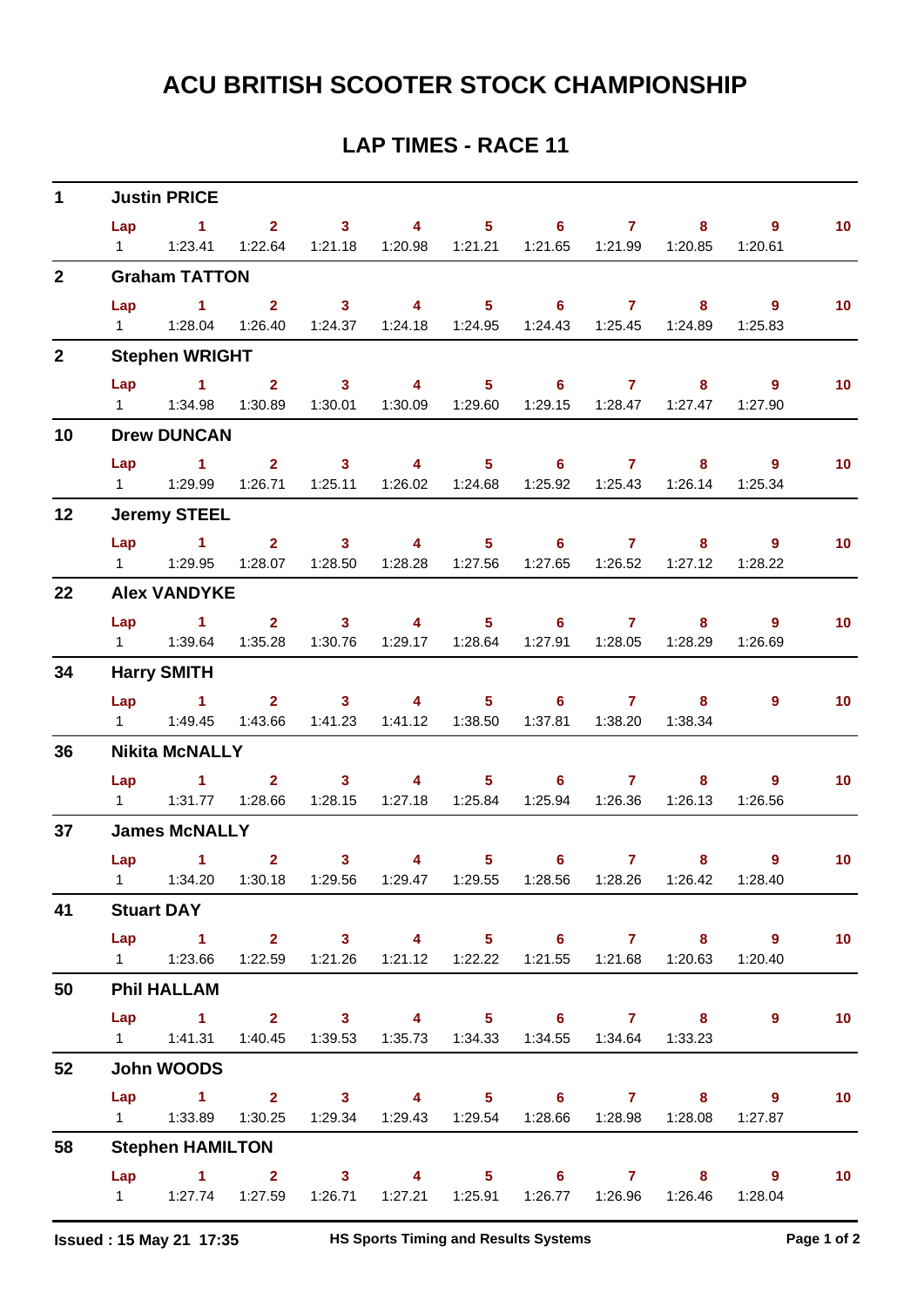# ACU BRITISH SCOOTER STOCK CHAMPIONSHIP

## LAP TIMES - RACE 11

**1 Justin PRICE**

| Lap | 1 | 2 | 3 | 4 | 5 | 6 | 7 | 8 | 9 | 10 |
|---|---|---|---|---|---|---|---|---|---|---|
| 1 | 1:23.41 | 1:22.64 | 1:21.18 | 1:20.98 | 1:21.21 | 1:21.65 | 1:21.99 | 1:20.85 | 1:20.61 | |

**2 Graham TATTON**

| Lap | 1 | 2 | 3 | 4 | 5 | 6 | 7 | 8 | 9 | 10 |
|---|---|---|---|---|---|---|---|---|---|---|
| 1 | 1:28.04 | 1:26.40 | 1:24.37 | 1:24.18 | 1:24.95 | 1:24.43 | 1:25.45 | 1:24.89 | 1:25.83 | |

**2 Stephen WRIGHT**

| Lap | 1 | 2 | 3 | 4 | 5 | 6 | 7 | 8 | 9 | 10 |
|---|---|---|---|---|---|---|---|---|---|---|
| 1 | 1:34.98 | 1:30.89 | 1:30.01 | 1:30.09 | 1:29.60 | 1:29.15 | 1:28.47 | 1:27.47 | 1:27.90 | |

**10 Drew DUNCAN**

| Lap | 1 | 2 | 3 | 4 | 5 | 6 | 7 | 8 | 9 | 10 |
|---|---|---|---|---|---|---|---|---|---|---|
| 1 | 1:29.99 | 1:26.71 | 1:25.11 | 1:26.02 | 1:24.68 | 1:25.92 | 1:25.43 | 1:26.14 | 1:25.34 | |

**12 Jeremy STEEL**

| Lap | 1 | 2 | 3 | 4 | 5 | 6 | 7 | 8 | 9 | 10 |
|---|---|---|---|---|---|---|---|---|---|---|
| 1 | 1:29.95 | 1:28.07 | 1:28.50 | 1:28.28 | 1:27.56 | 1:27.65 | 1:26.52 | 1:27.12 | 1:28.22 | |

**22 Alex VANDYKE**

| Lap | 1 | 2 | 3 | 4 | 5 | 6 | 7 | 8 | 9 | 10 |
|---|---|---|---|---|---|---|---|---|---|---|
| 1 | 1:39.64 | 1:35.28 | 1:30.76 | 1:29.17 | 1:28.64 | 1:27.91 | 1:28.05 | 1:28.29 | 1:26.69 | |

**34 Harry SMITH**

| Lap | 1 | 2 | 3 | 4 | 5 | 6 | 7 | 8 | 9 | 10 |
|---|---|---|---|---|---|---|---|---|---|---|
| 1 | 1:49.45 | 1:43.66 | 1:41.23 | 1:41.12 | 1:38.50 | 1:37.81 | 1:38.20 | 1:38.34 | | |

**36 Nikita McNALLY**

| Lap | 1 | 2 | 3 | 4 | 5 | 6 | 7 | 8 | 9 | 10 |
|---|---|---|---|---|---|---|---|---|---|---|
| 1 | 1:31.77 | 1:28.66 | 1:28.15 | 1:27.18 | 1:25.84 | 1:25.94 | 1:26.36 | 1:26.13 | 1:26.56 | |

**37 James McNALLY**

| Lap | 1 | 2 | 3 | 4 | 5 | 6 | 7 | 8 | 9 | 10 |
|---|---|---|---|---|---|---|---|---|---|---|
| 1 | 1:34.20 | 1:30.18 | 1:29.56 | 1:29.47 | 1:29.55 | 1:28.56 | 1:28.26 | 1:26.42 | 1:28.40 | |

**41 Stuart DAY**

| Lap | 1 | 2 | 3 | 4 | 5 | 6 | 7 | 8 | 9 | 10 |
|---|---|---|---|---|---|---|---|---|---|---|
| 1 | 1:23.66 | 1:22.59 | 1:21.26 | 1:21.12 | 1:22.22 | 1:21.55 | 1:21.68 | 1:20.63 | 1:20.40 | |

**50 Phil HALLAM**

| Lap | 1 | 2 | 3 | 4 | 5 | 6 | 7 | 8 | 9 | 10 |
|---|---|---|---|---|---|---|---|---|---|---|
| 1 | 1:41.31 | 1:40.45 | 1:39.53 | 1:35.73 | 1:34.33 | 1:34.55 | 1:34.64 | 1:33.23 | | |

**52 John WOODS**

| Lap | 1 | 2 | 3 | 4 | 5 | 6 | 7 | 8 | 9 | 10 |
|---|---|---|---|---|---|---|---|---|---|---|
| 1 | 1:33.89 | 1:30.25 | 1:29.34 | 1:29.43 | 1:29.54 | 1:28.66 | 1:28.98 | 1:28.08 | 1:27.87 | |

**58 Stephen HAMILTON**

| Lap | 1 | 2 | 3 | 4 | 5 | 6 | 7 | 8 | 9 | 10 |
|---|---|---|---|---|---|---|---|---|---|---|
| 1 | 1:27.74 | 1:27.59 | 1:26.71 | 1:27.21 | 1:25.91 | 1:26.77 | 1:26.96 | 1:26.46 | 1:28.04 | |

Issued : 15 May 21 17:35 HS Sports Timing and Results Systems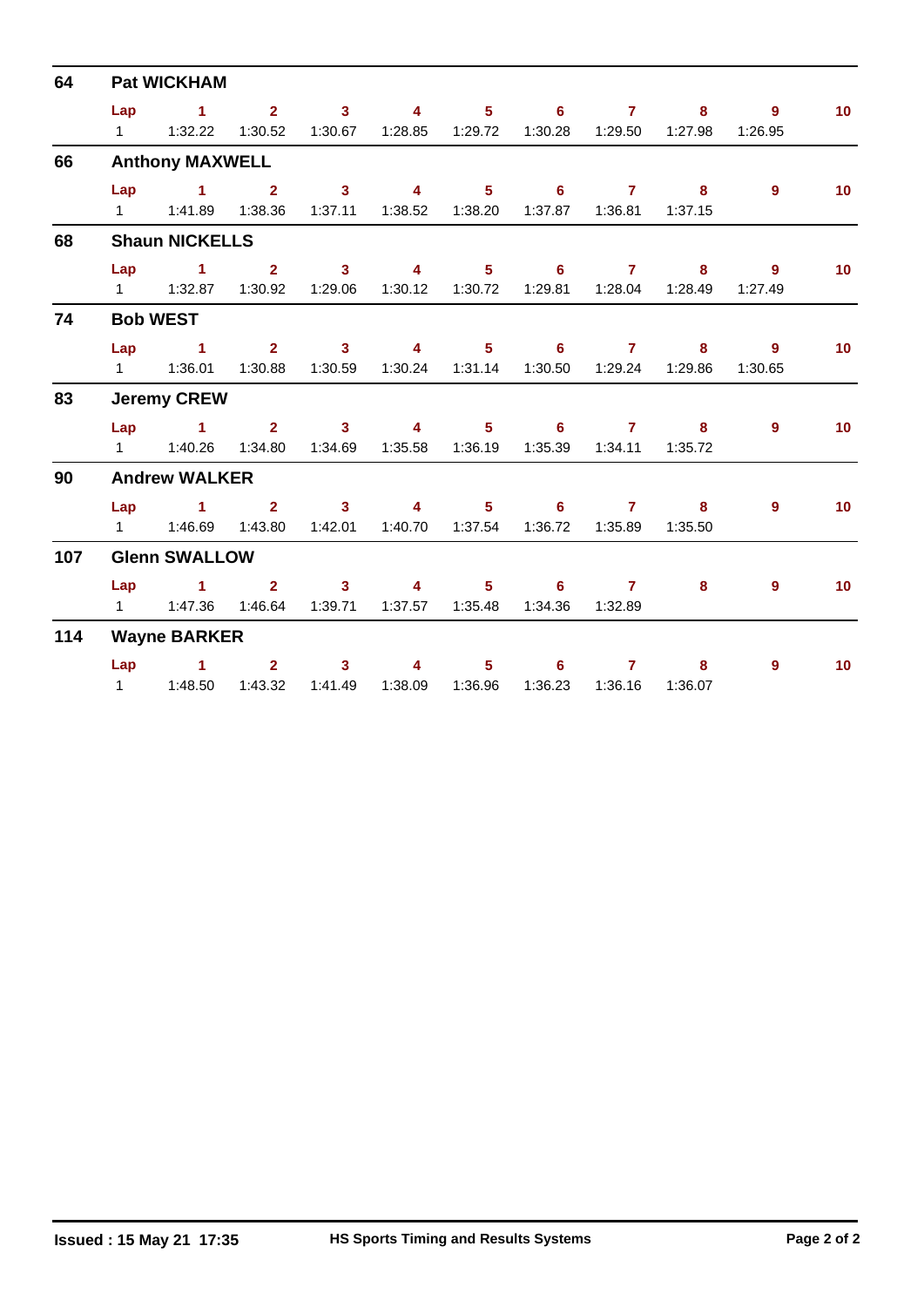## 64 Pat WICKHAM

| Lap | 1 | 2 | 3 | 4 | 5 | 6 | 7 | 8 | 9 | 10 |
|---|---|---|---|---|---|---|---|---|---|---|
| 1 | 1:32.22 | 1:30.52 | 1:30.67 | 1:28.85 | 1:29.72 | 1:30.28 | 1:29.50 | 1:27.98 | 1:26.95 | |

## 66 Anthony MAXWELL

| Lap | 1 | 2 | 3 | 4 | 5 | 6 | 7 | 8 | 9 | 10 |
|---|---|---|---|---|---|---|---|---|---|---|
| 1 | 1:41.89 | 1:38.36 | 1:37.11 | 1:38.52 | 1:38.20 | 1:37.87 | 1:36.81 | 1:37.15 | | |

## 68 Shaun NICKELLS

| Lap | 1 | 2 | 3 | 4 | 5 | 6 | 7 | 8 | 9 | 10 |
|---|---|---|---|---|---|---|---|---|---|---|
| 1 | 1:32.87 | 1:30.92 | 1:29.06 | 1:30.12 | 1:30.72 | 1:29.81 | 1:28.04 | 1:28.49 | 1:27.49 | |

## 74 Bob WEST

| Lap | 1 | 2 | 3 | 4 | 5 | 6 | 7 | 8 | 9 | 10 |
|---|---|---|---|---|---|---|---|---|---|---|
| 1 | 1:36.01 | 1:30.88 | 1:30.59 | 1:30.24 | 1:31.14 | 1:30.50 | 1:29.24 | 1:29.86 | 1:30.65 | |

## 83 Jeremy CREW

| Lap | 1 | 2 | 3 | 4 | 5 | 6 | 7 | 8 | 9 | 10 |
|---|---|---|---|---|---|---|---|---|---|---|
| 1 | 1:40.26 | 1:34.80 | 1:34.69 | 1:35.58 | 1:36.19 | 1:35.39 | 1:34.11 | 1:35.72 | | |

## 90 Andrew WALKER

| Lap | 1 | 2 | 3 | 4 | 5 | 6 | 7 | 8 | 9 | 10 |
|---|---|---|---|---|---|---|---|---|---|---|
| 1 | 1:46.69 | 1:43.80 | 1:42.01 | 1:40.70 | 1:37.54 | 1:36.72 | 1:35.89 | 1:35.50 | | |

## 107 Glenn SWALLOW

| Lap | 1 | 2 | 3 | 4 | 5 | 6 | 7 | 8 | 9 | 10 |
|---|---|---|---|---|---|---|---|---|---|---|
| 1 | 1:47.36 | 1:46.64 | 1:39.71 | 1:37.57 | 1:35.48 | 1:34.36 | 1:32.89 | | | |

## 114 Wayne BARKER

| Lap | 1 | 2 | 3 | 4 | 5 | 6 | 7 | 8 | 9 | 10 |
|---|---|---|---|---|---|---|---|---|---|---|
| 1 | 1:48.50 | 1:43.32 | 1:41.49 | 1:38.09 | 1:36.96 | 1:36.23 | 1:36.16 | 1:36.07 | | |

**Issued : 15 May 21 17:35** **HS Sports Timing and Results Systems**